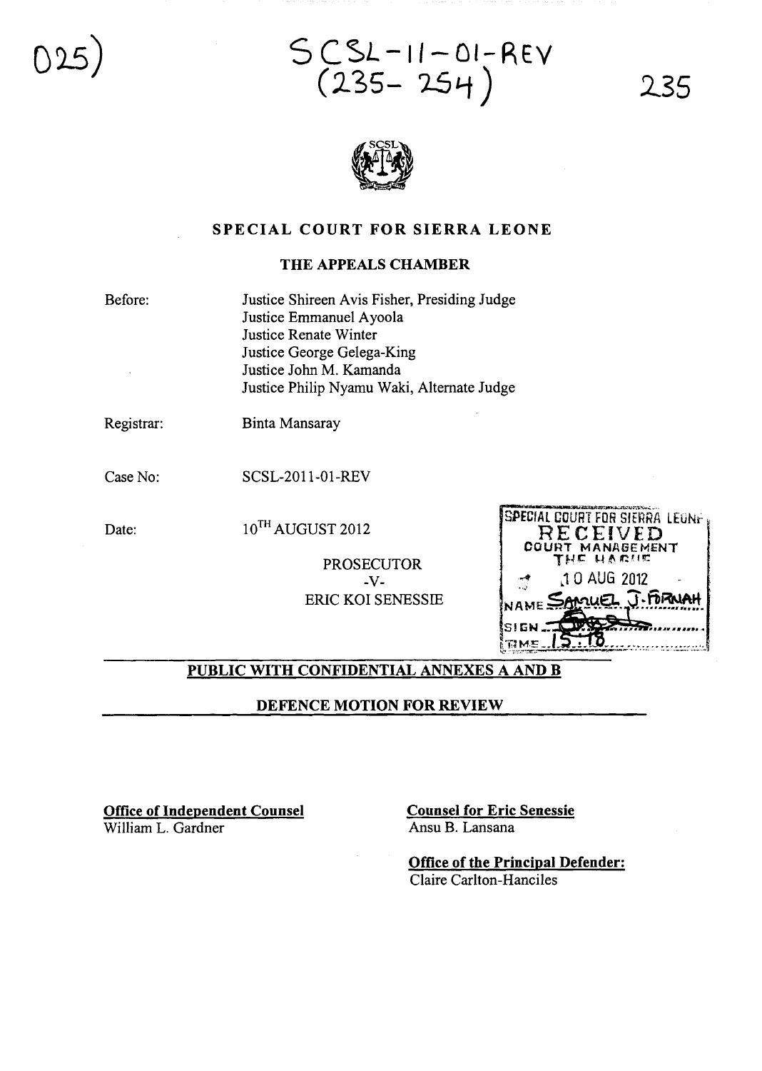025)

SCSL-11-01-REV
(235-254)

235

# SPECIAL COURT FOR SIERRA LEONE

## THE APPEALS CHAMBER

Before: Justice Shireen Avis Fisher, Presiding Judge
Justice Emmanuel Ayoola
Justice Renate Winter
Justice George Gelega-King
Justice John M. Kamanda
Justice Philip Nyamu Waki, Alternate Judge

Registrar: Binta Mansaray

Case No: SCSL-2011-01-REV

Date: 10[TH] AUGUST 2012

PROSECUTOR
-V-
ERIC KOI SENESSIE

SPECIAL COURT FOR SIERRA LEONE
RECEIVED
COURT MANAGEMENT
THE HAGUE
10 AUG 2012
NAME SAMUEL J. FORNAH
SIGN
TIME 15:18

**PUBLIC WITH CONFIDENTIAL ANNEXES A AND B**

**DEFENCE MOTION FOR REVIEW**

**Office of Independent Counsel**
William L. Gardner

**Counsel for Eric Senessie**
Ansu B. Lansana

**Office of the Principal Defender:**
Claire Carlton-Hanciles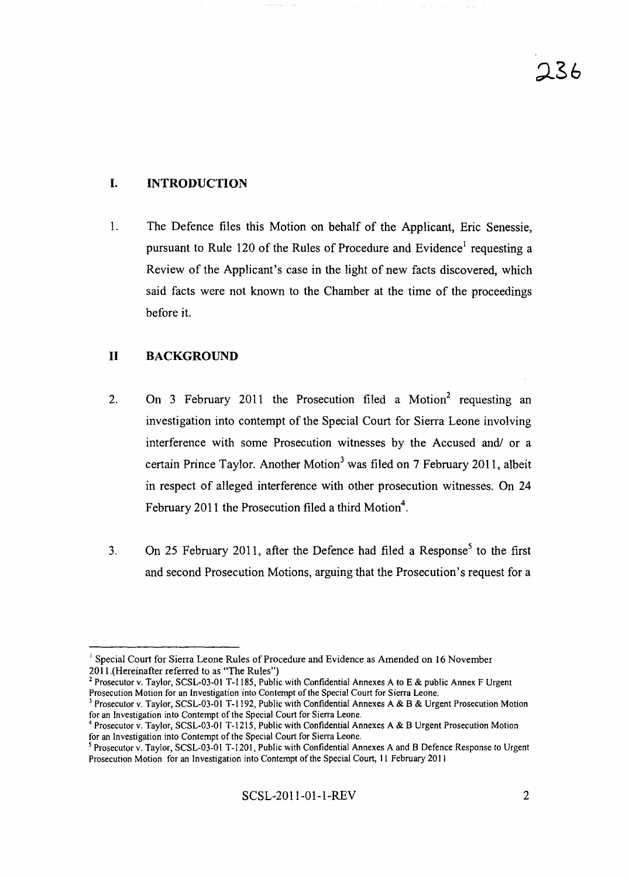## I. INTRODUCTION

1. The Defence files this Motion on behalf of the Applicant, Eric Senessie, pursuant to Rule 120 of the Rules of Procedure and Evidence[1] requesting a Review of the Applicant's case in the light of new facts discovered, which said facts were not known to the Chamber at the time of the proceedings before it.

## II BACKGROUND

2. On 3 February 2011 the Prosecution filed a Motion[2] requesting an investigation into contempt of the Special Court for Sierra Leone involving interference with some Prosecution witnesses by the Accused and/ or a certain Prince Taylor. Another Motion[3] was filed on 7 February 2011, albeit in respect of alleged interference with other prosecution witnesses. On 24 February 2011 the Prosecution filed a third Motion[4].

3. On 25 February 2011, after the Defence had filed a Response[5] to the first and second Prosecution Motions, arguing that the Prosecution's request for a

---

[1] Special Court for Sierra Leone Rules of Procedure and Evidence as Amended on 16 November 2011.(Hereinafter referred to as "The Rules")

[2] Prosecutor v. Taylor, SCSL-03-01 T-1185, Public with Confidential Annexes A to E & public Annex F Urgent Prosecution Motion for an Investigation into Contempt of the Special Court for Sierra Leone.

[3] Prosecutor v. Taylor, SCSL-03-01 T-1192, Public with Confidential Annexes A & B & Urgent Prosecution Motion for an Investigation into Contempt of the Special Court for Sierra Leone.

[4] Prosecutor v. Taylor, SCSL-03-01 T-1215, Public with Confidential Annexes A & B Urgent Prosecution Motion for an Investigation into Contempt of the Special Court for Sierra Leone.

[5] Prosecutor v. Taylor, SCSL-03-01 T-1201, Public with Confidential Annexes A and B Defence Response to Urgent Prosecution Motion for an Investigation into Contempt of the Special Court, 11 February 2011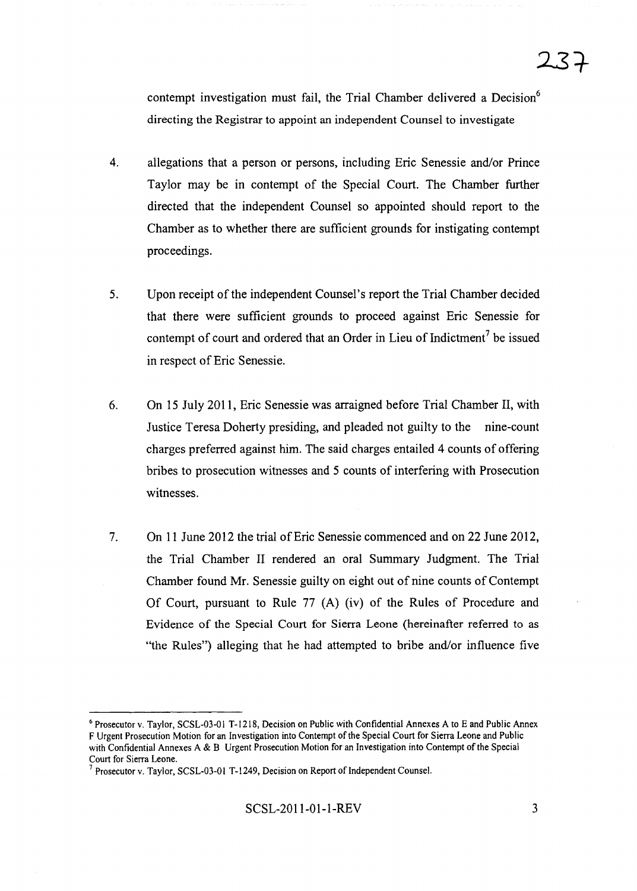contempt investigation must fail, the Trial Chamber delivered a Decision[6] directing the Registrar to appoint an independent Counsel to investigate

4. allegations that a person or persons, including Eric Senessie and/or Prince Taylor may be in contempt of the Special Court. The Chamber further directed that the independent Counsel so appointed should report to the Chamber as to whether there are sufficient grounds for instigating contempt proceedings.

5. Upon receipt of the independent Counsel's report the Trial Chamber decided that there were sufficient grounds to proceed against Eric Senessie for contempt of court and ordered that an Order in Lieu of Indictment[7] be issued in respect of Eric Senessie.

6. On 15 July 2011, Eric Senessie was arraigned before Trial Chamber II, with Justice Teresa Doherty presiding, and pleaded not guilty to the nine-count charges preferred against him. The said charges entailed 4 counts of offering bribes to prosecution witnesses and 5 counts of interfering with Prosecution witnesses.

7. On 11 June 2012 the trial of Eric Senessie commenced and on 22 June 2012, the Trial Chamber II rendered an oral Summary Judgment. The Trial Chamber found Mr. Senessie guilty on eight out of nine counts of Contempt Of Court, pursuant to Rule 77 (A) (iv) of the Rules of Procedure and Evidence of the Special Court for Sierra Leone (hereinafter referred to as "the Rules") alleging that he had attempted to bribe and/or influence five

---

[6] Prosecutor v. Taylor, SCSL-03-01 T-1218, Decision on Public with Confidential Annexes A to E and Public Annex F Urgent Prosecution Motion for an Investigation into Contempt of the Special Court for Sierra Leone and Public with Confidential Annexes A & B Urgent Prosecution Motion for an Investigation into Contempt of the Special Court for Sierra Leone.

[7] Prosecutor v. Taylor, SCSL-03-01 T-1249, Decision on Report of Independent Counsel.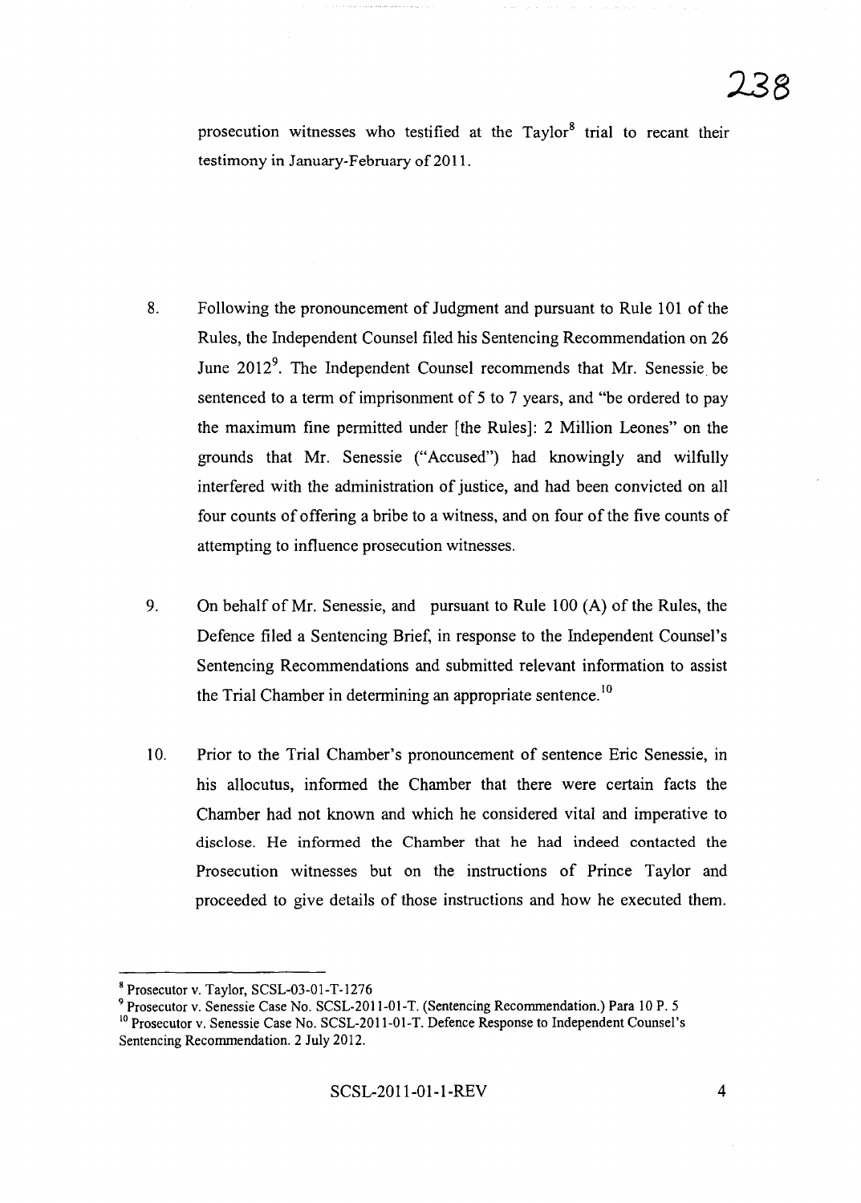prosecution witnesses who testified at the Taylor[8] trial to recant their testimony in January-February of 2011.

8. Following the pronouncement of Judgment and pursuant to Rule 101 of the Rules, the Independent Counsel filed his Sentencing Recommendation on 26 June 2012[9]. The Independent Counsel recommends that Mr. Senessie be sentenced to a term of imprisonment of 5 to 7 years, and "be ordered to pay the maximum fine permitted under [the Rules]: 2 Million Leones" on the grounds that Mr. Senessie ("Accused") had knowingly and wilfully interfered with the administration of justice, and had been convicted on all four counts of offering a bribe to a witness, and on four of the five counts of attempting to influence prosecution witnesses.

9. On behalf of Mr. Senessie, and pursuant to Rule 100 (A) of the Rules, the Defence filed a Sentencing Brief, in response to the Independent Counsel's Sentencing Recommendations and submitted relevant information to assist the Trial Chamber in determining an appropriate sentence.[10]

10. Prior to the Trial Chamber's pronouncement of sentence Eric Senessie, in his allocutus, informed the Chamber that there were certain facts the Chamber had not known and which he considered vital and imperative to disclose. He informed the Chamber that he had indeed contacted the Prosecution witnesses but on the instructions of Prince Taylor and proceeded to give details of those instructions and how he executed them.

---

[8] Prosecutor v. Taylor, SCSL-03-01-T-1276

[9] Prosecutor v. Senessie Case No. SCSL-2011-01-T. (Sentencing Recommendation.) Para 10 P. 5

[10] Prosecutor v. Senessie Case No. SCSL-2011-01-T. Defence Response to Independent Counsel's Sentencing Recommendation. 2 July 2012.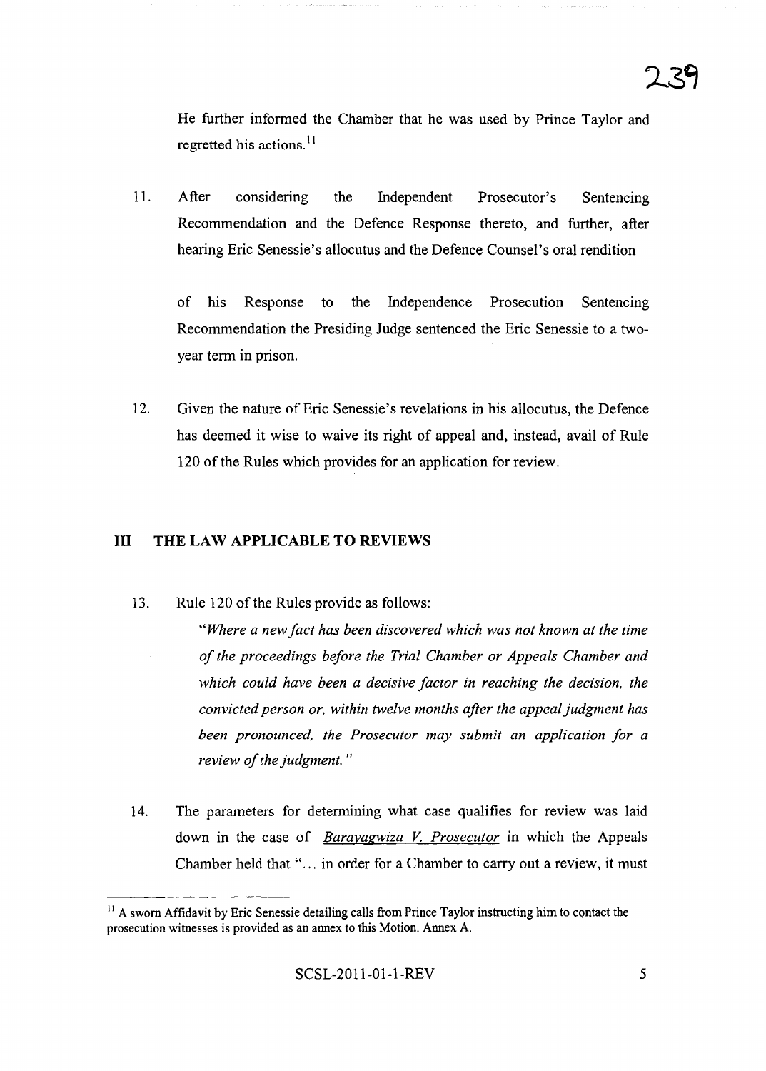He further informed the Chamber that he was used by Prince Taylor and regretted his actions.[11]

11. After considering the Independent Prosecutor's Sentencing Recommendation and the Defence Response thereto, and further, after hearing Eric Senessie's allocutus and the Defence Counsel's oral rendition of his Response to the Independence Prosecution Sentencing Recommendation the Presiding Judge sentenced the Eric Senessie to a two-year term in prison.

12. Given the nature of Eric Senessie's revelations in his allocutus, the Defence has deemed it wise to waive its right of appeal and, instead, avail of Rule 120 of the Rules which provides for an application for review.

## III THE LAW APPLICABLE TO REVIEWS

13. Rule 120 of the Rules provide as follows:

    *"Where a new fact has been discovered which was not known at the time of the proceedings before the Trial Chamber or Appeals Chamber and which could have been a decisive factor in reaching the decision, the convicted person or, within twelve months after the appeal judgment has been pronounced, the Prosecutor may submit an application for a review of the judgment."*

14. The parameters for determining what case qualifies for review was laid down in the case of *Barayagwiza V. Prosecutor* in which the Appeals Chamber held that "... in order for a Chamber to carry out a review, it must

---

[11] A sworn Affidavit by Eric Senessie detailing calls from Prince Taylor instructing him to contact the prosecution witnesses is provided as an annex to this Motion. Annex A.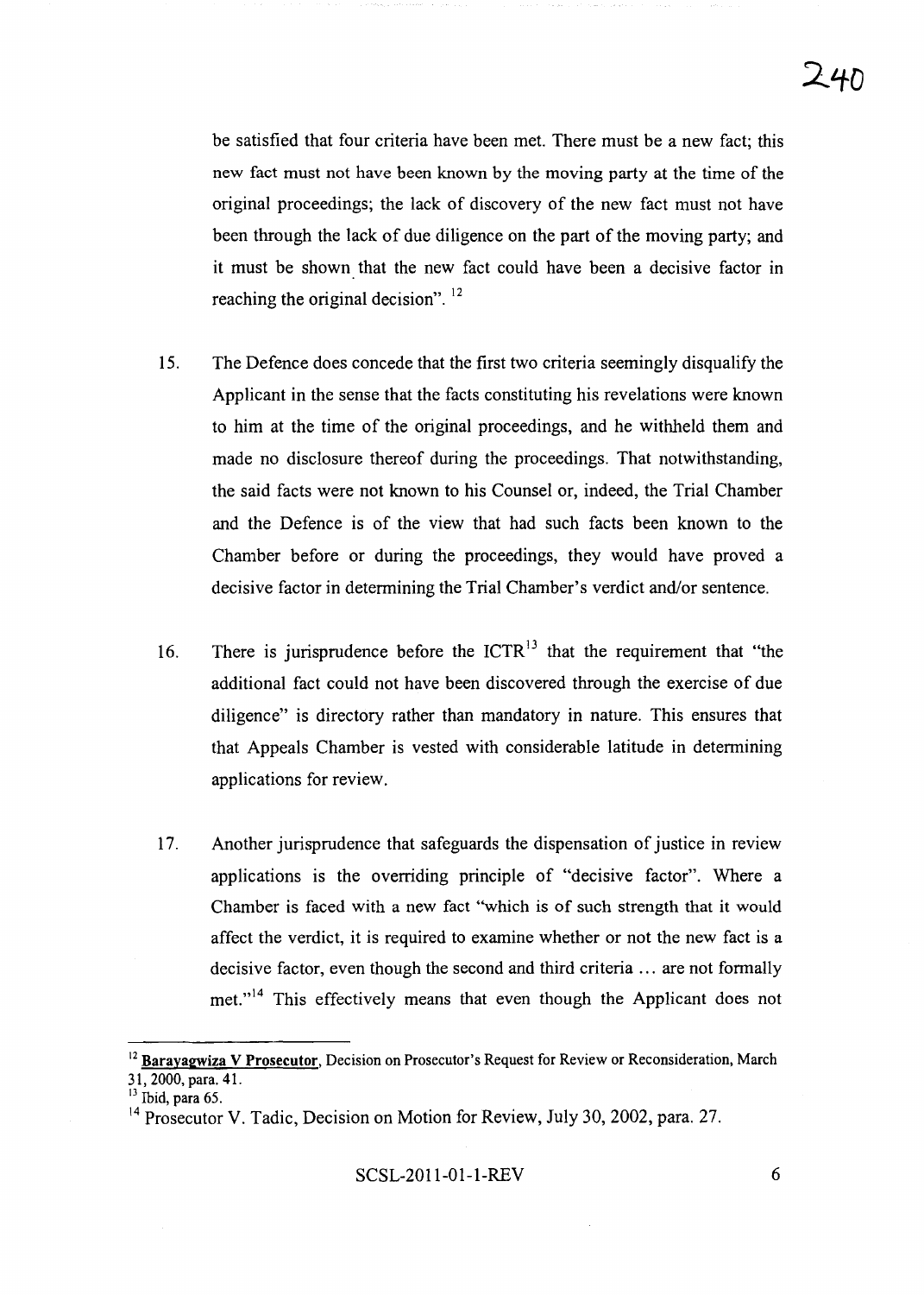be satisfied that four criteria have been met. There must be a new fact; this new fact must not have been known by the moving party at the time of the original proceedings; the lack of discovery of the new fact must not have been through the lack of due diligence on the part of the moving party; and it must be shown that the new fact could have been a decisive factor in reaching the original decision".[12]

15. The Defence does concede that the first two criteria seemingly disqualify the Applicant in the sense that the facts constituting his revelations were known to him at the time of the original proceedings, and he withheld them and made no disclosure thereof during the proceedings. That notwithstanding, the said facts were not known to his Counsel or, indeed, the Trial Chamber and the Defence is of the view that had such facts been known to the Chamber before or during the proceedings, they would have proved a decisive factor in determining the Trial Chamber's verdict and/or sentence.

16. There is jurisprudence before the ICTR[13] that the requirement that "the additional fact could not have been discovered through the exercise of due diligence" is directory rather than mandatory in nature. This ensures that that Appeals Chamber is vested with considerable latitude in determining applications for review.

17. Another jurisprudence that safeguards the dispensation of justice in review applications is the overriding principle of "decisive factor". Where a Chamber is faced with a new fact "which is of such strength that it would affect the verdict, it is required to examine whether or not the new fact is a decisive factor, even though the second and third criteria ... are not formally met."[14] This effectively means that even though the Applicant does not

---

[12] **Barayagwiza V Prosecutor**, Decision on Prosecutor's Request for Review or Reconsideration, March 31, 2000, para. 41.

[13] Ibid, para 65.

[14] Prosecutor V. Tadic, Decision on Motion for Review, July 30, 2002, para. 27.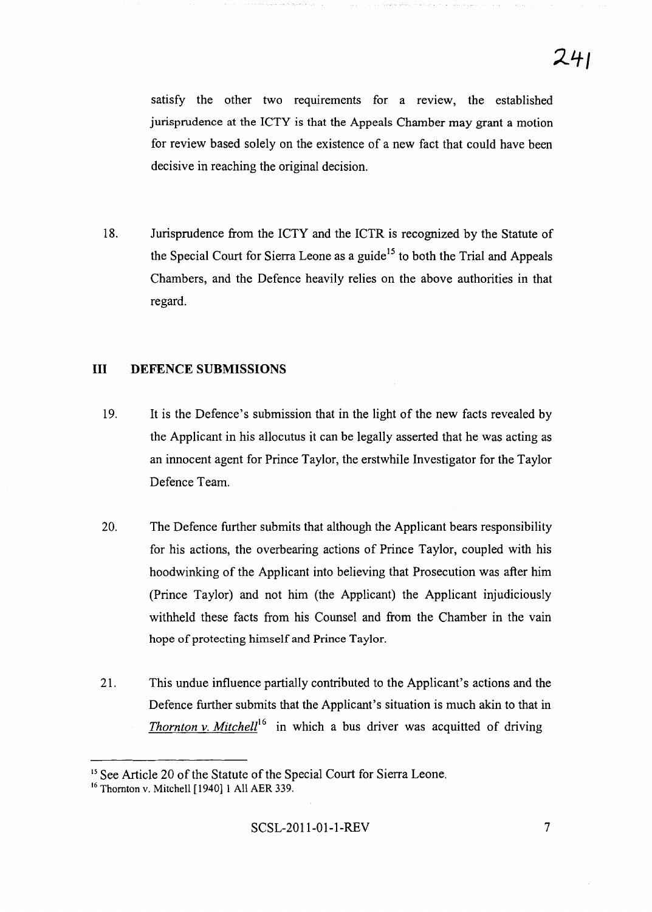satisfy the other two requirements for a review, the established jurisprudence at the ICTY is that the Appeals Chamber may grant a motion for review based solely on the existence of a new fact that could have been decisive in reaching the original decision.

18. Jurisprudence from the ICTY and the ICTR is recognized by the Statute of the Special Court for Sierra Leone as a guide[15] to both the Trial and Appeals Chambers, and the Defence heavily relies on the above authorities in that regard.

## III DEFENCE SUBMISSIONS

19. It is the Defence's submission that in the light of the new facts revealed by the Applicant in his allocutus it can be legally asserted that he was acting as an innocent agent for Prince Taylor, the erstwhile Investigator for the Taylor Defence Team.

20. The Defence further submits that although the Applicant bears responsibility for his actions, the overbearing actions of Prince Taylor, coupled with his hoodwinking of the Applicant into believing that Prosecution was after him (Prince Taylor) and not him (the Applicant) the Applicant injudiciously withheld these facts from his Counsel and from the Chamber in the vain hope of protecting himself and Prince Taylor.

21. This undue influence partially contributed to the Applicant's actions and the Defence further submits that the Applicant's situation is much akin to that in *Thornton v. Mitchell*[16] in which a bus driver was acquitted of driving

---

[15] See Article 20 of the Statute of the Special Court for Sierra Leone.

[16] Thornton v. Mitchell [1940] 1 All AER 339.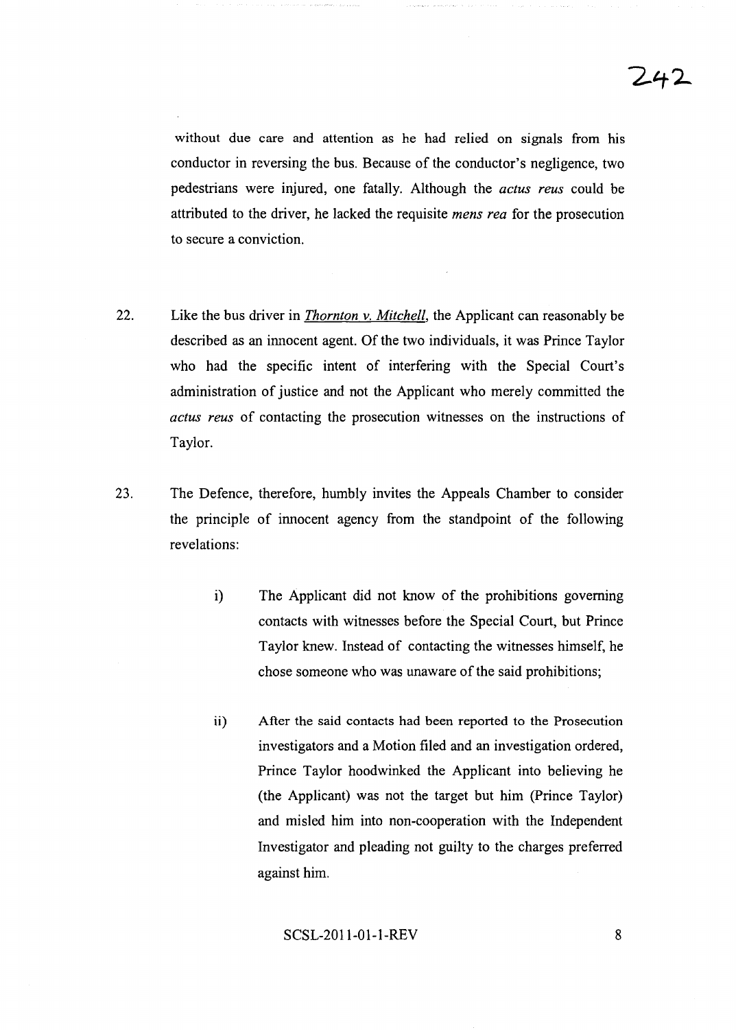without due care and attention as he had relied on signals from his conductor in reversing the bus. Because of the conductor's negligence, two pedestrians were injured, one fatally. Although the *actus reus* could be attributed to the driver, he lacked the requisite *mens rea* for the prosecution to secure a conviction.

22. Like the bus driver in *Thornton v. Mitchell*, the Applicant can reasonably be described as an innocent agent. Of the two individuals, it was Prince Taylor who had the specific intent of interfering with the Special Court's administration of justice and not the Applicant who merely committed the *actus reus* of contacting the prosecution witnesses on the instructions of Taylor.

23. The Defence, therefore, humbly invites the Appeals Chamber to consider the principle of innocent agency from the standpoint of the following revelations:

    i) The Applicant did not know of the prohibitions governing contacts with witnesses before the Special Court, but Prince Taylor knew. Instead of contacting the witnesses himself, he chose someone who was unaware of the said prohibitions;

    ii) After the said contacts had been reported to the Prosecution investigators and a Motion filed and an investigation ordered, Prince Taylor hoodwinked the Applicant into believing he (the Applicant) was not the target but him (Prince Taylor) and misled him into non-cooperation with the Independent Investigator and pleading not guilty to the charges preferred against him.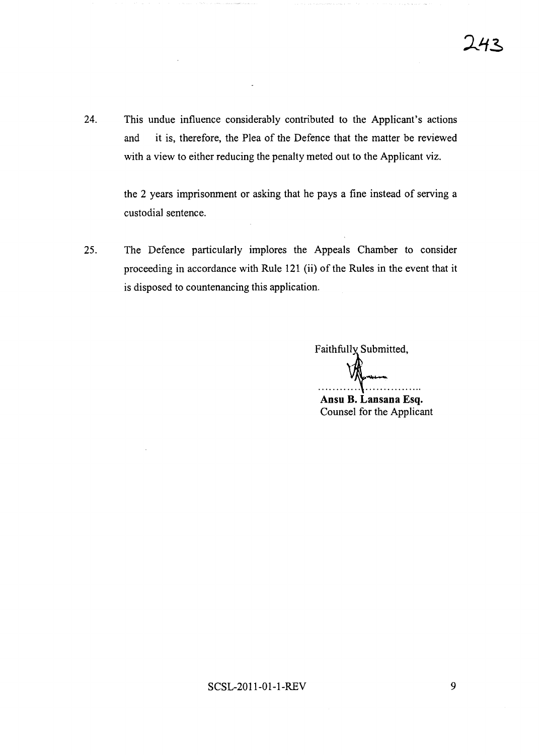24. This undue influence considerably contributed to the Applicant's actions and it is, therefore, the Plea of the Defence that the matter be reviewed with a view to either reducing the penalty meted out to the Applicant viz.

    the 2 years imprisonment or asking that he pays a fine instead of serving a custodial sentence.

25. The Defence particularly implores the Appeals Chamber to consider proceeding in accordance with Rule 121 (ii) of the Rules in the event that it is disposed to countenancing this application.

Faithfully Submitted,

..............................

**Ansu B. Lansana Esq.**
Counsel for the Applicant

SCSL-2011-01-1-REV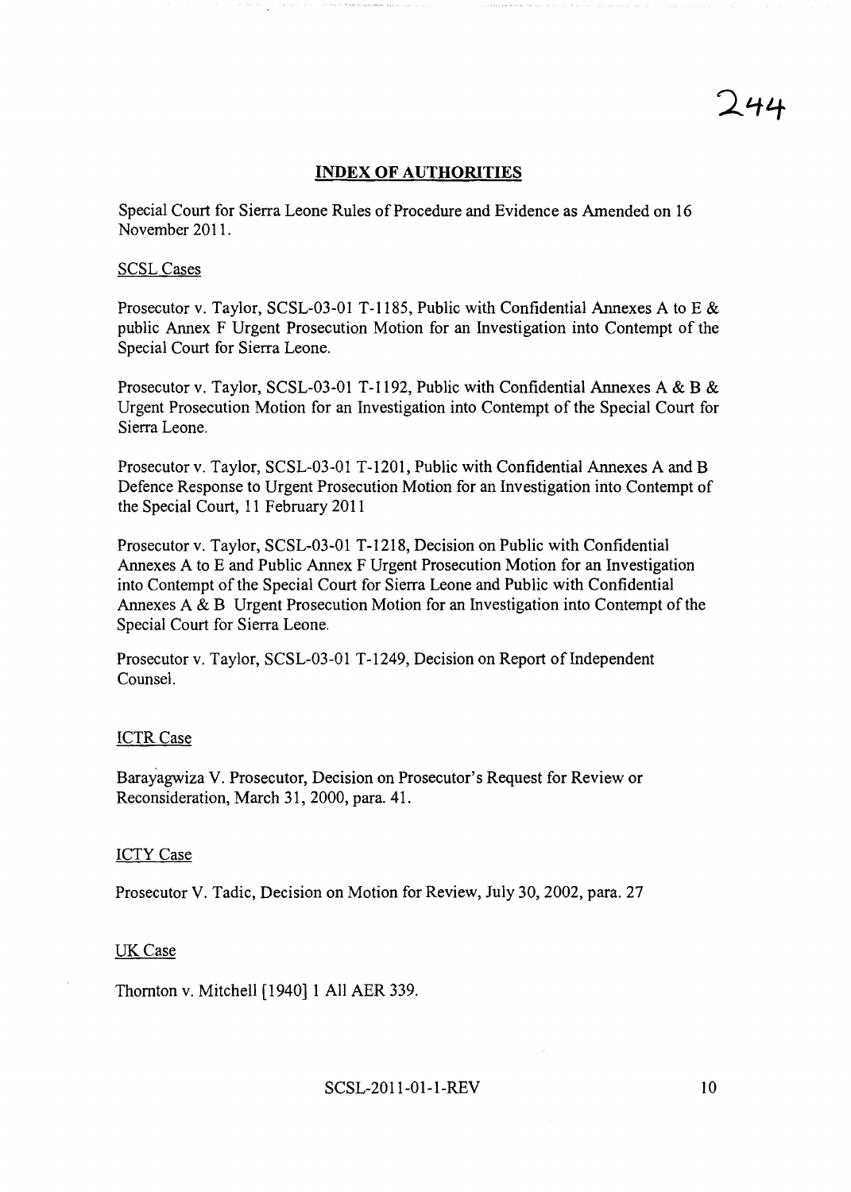## INDEX OF AUTHORITIES

Special Court for Sierra Leone Rules of Procedure and Evidence as Amended on 16 November 2011.

SCSL Cases

Prosecutor v. Taylor, SCSL-03-01 T-1185, Public with Confidential Annexes A to E & public Annex F Urgent Prosecution Motion for an Investigation into Contempt of the Special Court for Sierra Leone.

Prosecutor v. Taylor, SCSL-03-01 T-1192, Public with Confidential Annexes A & B & Urgent Prosecution Motion for an Investigation into Contempt of the Special Court for Sierra Leone.

Prosecutor v. Taylor, SCSL-03-01 T-1201, Public with Confidential Annexes A and B Defence Response to Urgent Prosecution Motion for an Investigation into Contempt of the Special Court, 11 February 2011

Prosecutor v. Taylor, SCSL-03-01 T-1218, Decision on Public with Confidential Annexes A to E and Public Annex F Urgent Prosecution Motion for an Investigation into Contempt of the Special Court for Sierra Leone and Public with Confidential Annexes A & B Urgent Prosecution Motion for an Investigation into Contempt of the Special Court for Sierra Leone.

Prosecutor v. Taylor, SCSL-03-01 T-1249, Decision on Report of Independent Counsel.

ICTR Case

Barayagwiza V. Prosecutor, Decision on Prosecutor's Request for Review or Reconsideration, March 31, 2000, para. 41.

ICTY Case

Prosecutor V. Tadic, Decision on Motion for Review, July 30, 2002, para. 27

UK Case

Thornton v. Mitchell [1940] 1 All AER 339.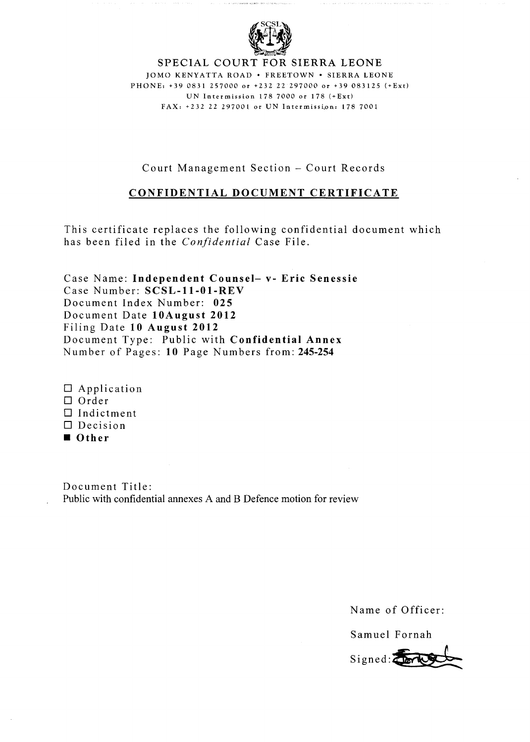SCSL

# SPECIAL COURT FOR SIERRA LEONE

JOMO KENYATTA ROAD • FREETOWN • SIERRA LEONE
PHONE: +39 0831 257000 or +232 22 297000 or +39 083125 (+Ext)
UN Intermission 178 7000 or 178 (+Ext)
FAX: +232 22 297001 or UN Intermission: 178 7001

Court Management Section – Court Records

## CONFIDENTIAL DOCUMENT CERTIFICATE

This certificate replaces the following confidential document which has been filed in the *Confidential* Case File.

Case Name: **Independent Counsel– v- Eric Senessie**
Case Number: **SCSL-11-01-REV**
Document Index Number: **025**
Document Date **10August 2012**
Filing Date **10 August 2012**
Document Type: Public with **Confidential Annex**
Number of Pages: **10** Page Numbers from: **245-254**

- ☐ Application
- ☐ Order
- ☐ Indictment
- ☐ Decision
- ■ **Other**

Document Title:
Public with confidential annexes A and B Defence motion for review

Name of Officer:

Samuel Fornah

Signed: